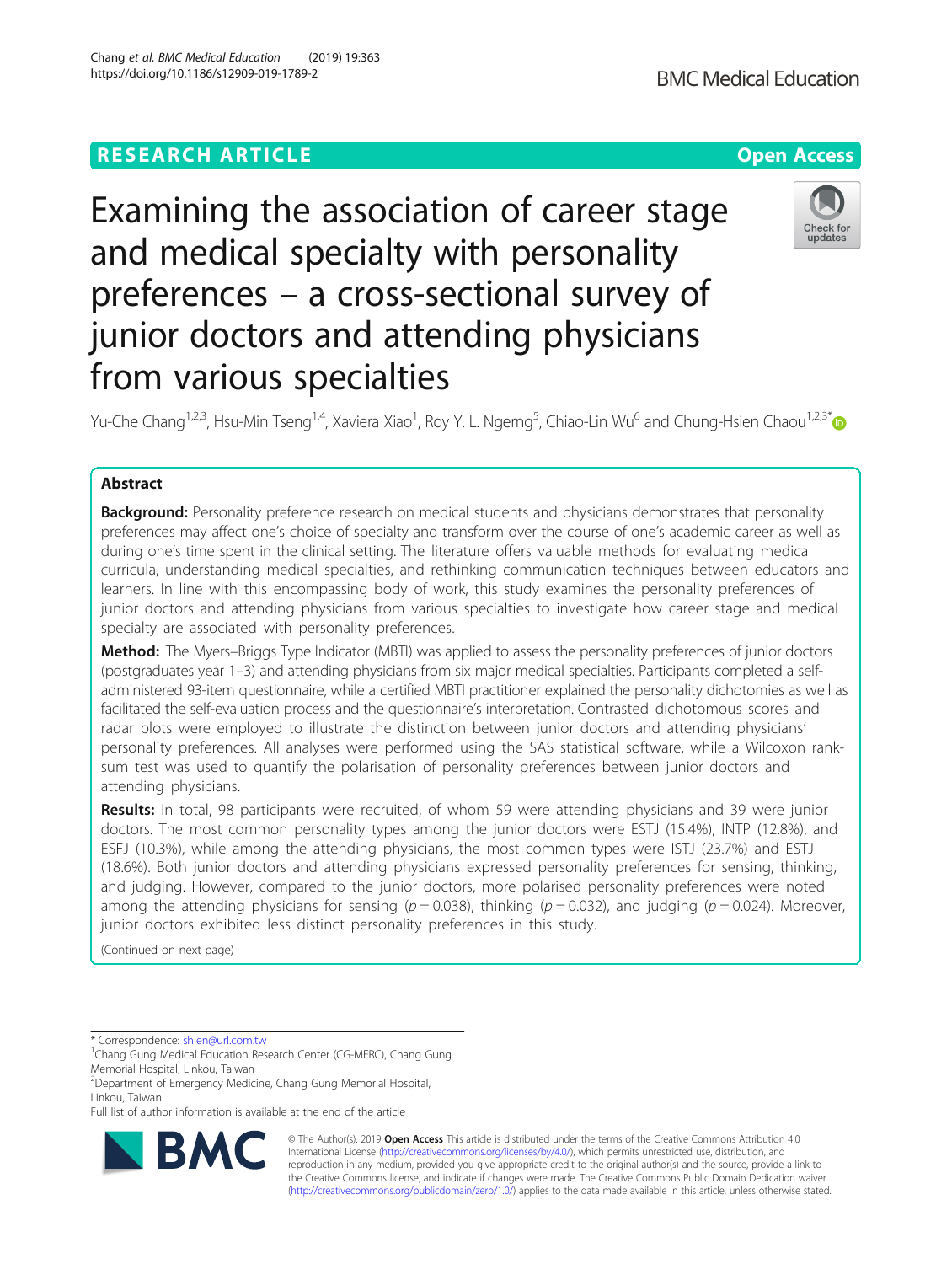RESEARCH ARTICLE

Open Access

# Examining the association of career stage and medical specialty with personality preferences – a cross-sectional survey of junior doctors and attending physicians from various specialties

Yu-Che Chang[1,2,3], Hsu-Min Tseng[1,4], Xaviera Xiao[1], Roy Y. L. Ngerng[5], Chiao-Lin Wu[6] and Chung-Hsien Chaou[1,2,3*]

## Abstract

**Background:** Personality preference research on medical students and physicians demonstrates that personality preferences may affect one's choice of specialty and transform over the course of one's academic career as well as during one's time spent in the clinical setting. The literature offers valuable methods for evaluating medical curricula, understanding medical specialties, and rethinking communication techniques between educators and learners. In line with this encompassing body of work, this study examines the personality preferences of junior doctors and attending physicians from various specialties to investigate how career stage and medical specialty are associated with personality preferences.

**Method:** The Myers–Briggs Type Indicator (MBTI) was applied to assess the personality preferences of junior doctors (postgraduates year 1–3) and attending physicians from six major medical specialties. Participants completed a self-administered 93-item questionnaire, while a certified MBTI practitioner explained the personality dichotomies as well as facilitated the self-evaluation process and the questionnaire's interpretation. Contrasted dichotomous scores and radar plots were employed to illustrate the distinction between junior doctors and attending physicians' personality preferences. All analyses were performed using the SAS statistical software, while a Wilcoxon rank-sum test was used to quantify the polarisation of personality preferences between junior doctors and attending physicians.

**Results:** In total, 98 participants were recruited, of whom 59 were attending physicians and 39 were junior doctors. The most common personality types among the junior doctors were ESTJ (15.4%), INTP (12.8%), and ESFJ (10.3%), while among the attending physicians, the most common types were ISTJ (23.7%) and ESTJ (18.6%). Both junior doctors and attending physicians expressed personality preferences for sensing, thinking, and judging. However, compared to the junior doctors, more polarised personality preferences were noted among the attending physicians for sensing ($p = 0.038$), thinking ($p = 0.032$), and judging ($p = 0.024$). Moreover, junior doctors exhibited less distinct personality preferences in this study.

(Continued on next page)

* Correspondence: shien@url.com.tw

[1]Chang Gung Medical Education Research Center (CG-MERC), Chang Gung Memorial Hospital, Linkou, Taiwan

[2]Department of Emergency Medicine, Chang Gung Memorial Hospital, Linkou, Taiwan

Full list of author information is available at the end of the article

© The Author(s). 2019 **Open Access** This article is distributed under the terms of the Creative Commons Attribution 4.0 International License (http://creativecommons.org/licenses/by/4.0/), which permits unrestricted use, distribution, and reproduction in any medium, provided you give appropriate credit to the original author(s) and the source, provide a link to the Creative Commons license, and indicate if changes were made. The Creative Commons Public Domain Dedication waiver (http://creativecommons.org/publicdomain/zero/1.0/) applies to the data made available in this article, unless otherwise stated.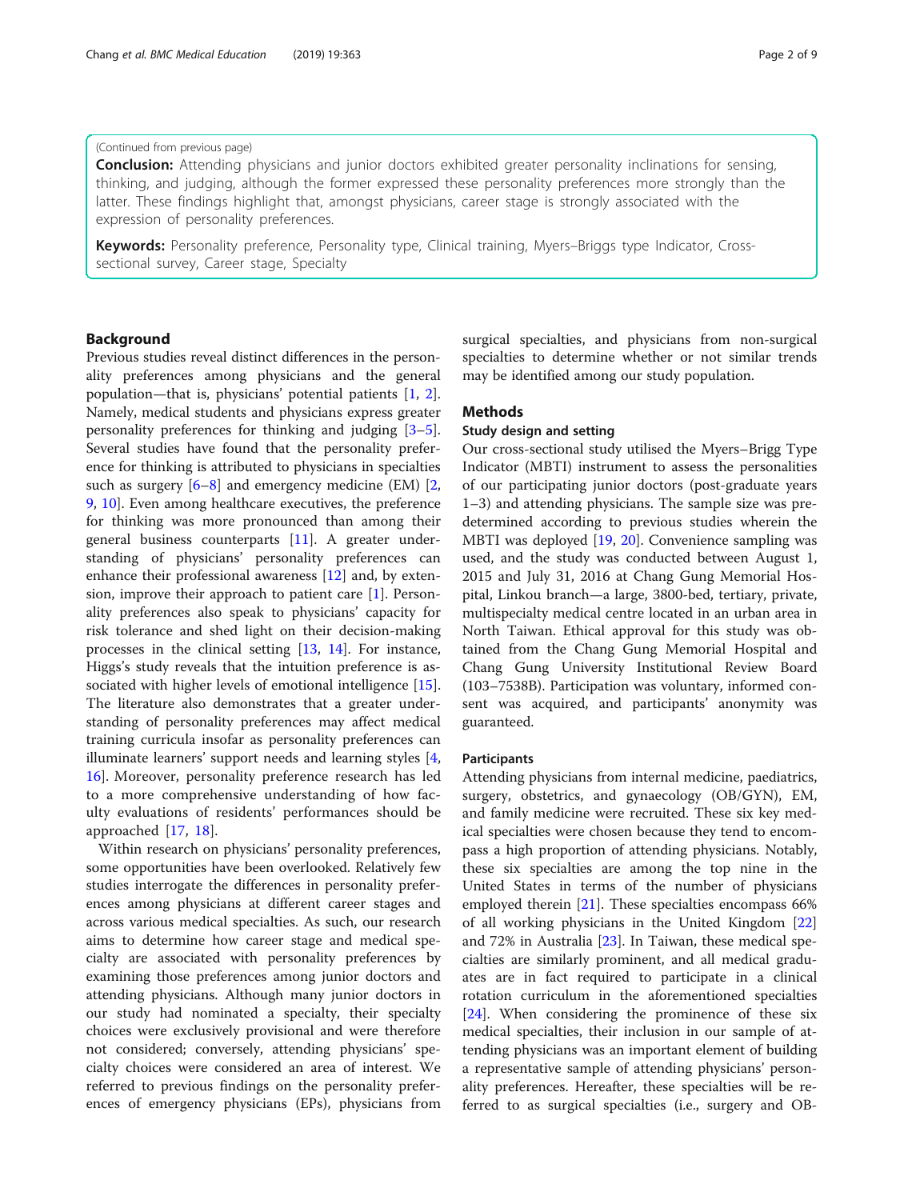(Continued from previous page)

**Conclusion:** Attending physicians and junior doctors exhibited greater personality inclinations for sensing, thinking, and judging, although the former expressed these personality preferences more strongly than the latter. These findings highlight that, amongst physicians, career stage is strongly associated with the expression of personality preferences.

**Keywords:** Personality preference, Personality type, Clinical training, Myers–Briggs type Indicator, Cross-sectional survey, Career stage, Specialty

## Background

Previous studies reveal distinct differences in the personality preferences among physicians and the general population—that is, physicians' potential patients [1, 2]. Namely, medical students and physicians express greater personality preferences for thinking and judging [3–5]. Several studies have found that the personality preference for thinking is attributed to physicians in specialties such as surgery [6–8] and emergency medicine (EM) [2, 9, 10]. Even among healthcare executives, the preference for thinking was more pronounced than among their general business counterparts [11]. A greater understanding of physicians' personality preferences can enhance their professional awareness [12] and, by extension, improve their approach to patient care [1]. Personality preferences also speak to physicians' capacity for risk tolerance and shed light on their decision-making processes in the clinical setting [13, 14]. For instance, Higgs's study reveals that the intuition preference is associated with higher levels of emotional intelligence [15]. The literature also demonstrates that a greater understanding of personality preferences may affect medical training curricula insofar as personality preferences can illuminate learners' support needs and learning styles [4, 16]. Moreover, personality preference research has led to a more comprehensive understanding of how faculty evaluations of residents' performances should be approached [17, 18].

Within research on physicians' personality preferences, some opportunities have been overlooked. Relatively few studies interrogate the differences in personality preferences among physicians at different career stages and across various medical specialties. As such, our research aims to determine how career stage and medical specialty are associated with personality preferences by examining those preferences among junior doctors and attending physicians. Although many junior doctors in our study had nominated a specialty, their specialty choices were exclusively provisional and were therefore not considered; conversely, attending physicians' specialty choices were considered an area of interest. We referred to previous findings on the personality preferences of emergency physicians (EPs), physicians from surgical specialties, and physicians from non-surgical specialties to determine whether or not similar trends may be identified among our study population.

## Methods

### Study design and setting

Our cross-sectional study utilised the Myers–Brigg Type Indicator (MBTI) instrument to assess the personalities of our participating junior doctors (post-graduate years 1–3) and attending physicians. The sample size was predetermined according to previous studies wherein the MBTI was deployed [19, 20]. Convenience sampling was used, and the study was conducted between August 1, 2015 and July 31, 2016 at Chang Gung Memorial Hospital, Linkou branch—a large, 3800-bed, tertiary, private, multispecialty medical centre located in an urban area in North Taiwan. Ethical approval for this study was obtained from the Chang Gung Memorial Hospital and Chang Gung University Institutional Review Board (103–7538B). Participation was voluntary, informed consent was acquired, and participants' anonymity was guaranteed.

### Participants

Attending physicians from internal medicine, paediatrics, surgery, obstetrics, and gynaecology (OB/GYN), EM, and family medicine were recruited. These six key medical specialties were chosen because they tend to encompass a high proportion of attending physicians. Notably, these six specialties are among the top nine in the United States in terms of the number of physicians employed therein [21]. These specialties encompass 66% of all working physicians in the United Kingdom [22] and 72% in Australia [23]. In Taiwan, these medical specialties are similarly prominent, and all medical graduates are in fact required to participate in a clinical rotation curriculum in the aforementioned specialties [24]. When considering the prominence of these six medical specialties, their inclusion in our sample of attending physicians was an important element of building a representative sample of attending physicians' personality preferences. Hereafter, these specialties will be referred to as surgical specialties (i.e., surgery and OB-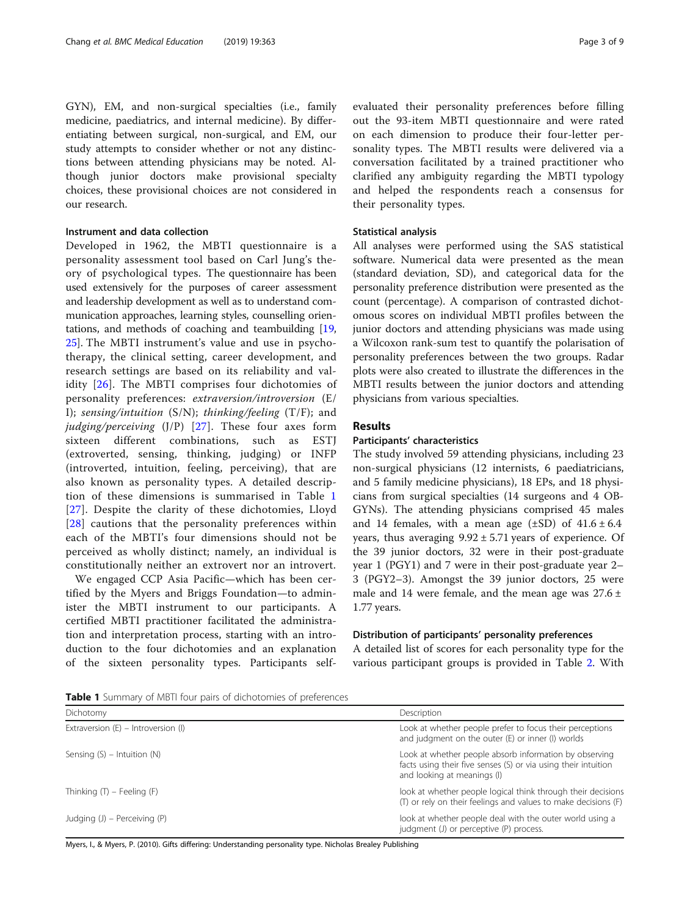GYN), EM, and non-surgical specialties (i.e., family medicine, paediatrics, and internal medicine). By differentiating between surgical, non-surgical, and EM, our study attempts to consider whether or not any distinctions between attending physicians may be noted. Although junior doctors make provisional specialty choices, these provisional choices are not considered in our research.

### Instrument and data collection

Developed in 1962, the MBTI questionnaire is a personality assessment tool based on Carl Jung's theory of psychological types. The questionnaire has been used extensively for the purposes of career assessment and leadership development as well as to understand communication approaches, learning styles, counselling orientations, and methods of coaching and teambuilding [19, 25]. The MBTI instrument's value and use in psychotherapy, the clinical setting, career development, and research settings are based on its reliability and validity [26]. The MBTI comprises four dichotomies of personality preferences: *extraversion/introversion* (E/I); *sensing/intuition* (S/N); *thinking/feeling* (T/F); and *judging/perceiving* (J/P) [27]. These four axes form sixteen different combinations, such as ESTJ (extroverted, sensing, thinking, judging) or INFP (introverted, intuition, feeling, perceiving), that are also known as personality types. A detailed description of these dimensions is summarised in Table 1 [27]. Despite the clarity of these dichotomies, Lloyd [28] cautions that the personality preferences within each of the MBTI's four dimensions should not be perceived as wholly distinct; namely, an individual is constitutionally neither an extrovert nor an introvert.

We engaged CCP Asia Pacific—which has been certified by the Myers and Briggs Foundation—to administer the MBTI instrument to our participants. A certified MBTI practitioner facilitated the administration and interpretation process, starting with an introduction to the four dichotomies and an explanation of the sixteen personality types. Participants self-evaluated their personality preferences before filling out the 93-item MBTI questionnaire and were rated on each dimension to produce their four-letter personality types. The MBTI results were delivered via a conversation facilitated by a trained practitioner who clarified any ambiguity regarding the MBTI typology and helped the respondents reach a consensus for their personality types.

### Statistical analysis

All analyses were performed using the SAS statistical software. Numerical data were presented as the mean (standard deviation, SD), and categorical data for the personality preference distribution were presented as the count (percentage). A comparison of contrasted dichotomous scores on individual MBTI profiles between the junior doctors and attending physicians was made using a Wilcoxon rank-sum test to quantify the polarisation of personality preferences between the two groups. Radar plots were also created to illustrate the differences in the MBTI results between the junior doctors and attending physicians from various specialties.

## Results

### Participants' characteristics

The study involved 59 attending physicians, including 23 non-surgical physicians (12 internists, 6 paediatricians, and 5 family medicine physicians), 18 EPs, and 18 physicians from surgical specialties (14 surgeons and 4 OB-GYNs). The attending physicians comprised 45 males and 14 females, with a mean age (±SD) of $41.6 \pm 6.4$ years, thus averaging $9.92 \pm 5.71$ years of experience. Of the 39 junior doctors, 32 were in their post-graduate year 1 (PGY1) and 7 were in their post-graduate year 2–3 (PGY2–3). Amongst the 39 junior doctors, 25 were male and 14 were female, and the mean age was $27.6 \pm 1.77$ years.

### Distribution of participants' personality preferences

A detailed list of scores for each personality type for the various participant groups is provided in Table 2. With

**Table 1** Summary of MBTI four pairs of dichotomies of preferences

| Dichotomy | Description |
|---|---|
| Extraversion (E) – Introversion (I) | Look at whether people prefer to focus their perceptions and judgment on the outer (E) or inner (I) worlds |
| Sensing (S) – Intuition (N) | Look at whether people absorb information by observing facts using their five senses (S) or via using their intuition and looking at meanings (I) |
| Thinking (T) – Feeling (F) | look at whether people logical think through their decisions (T) or rely on their feelings and values to make decisions (F) |
| Judging (J) – Perceiving (P) | look at whether people deal with the outer world using a judgment (J) or perceptive (P) process. |

Myers, I., & Myers, P. (2010). Gifts differing: Understanding personality type. Nicholas Brealey Publishing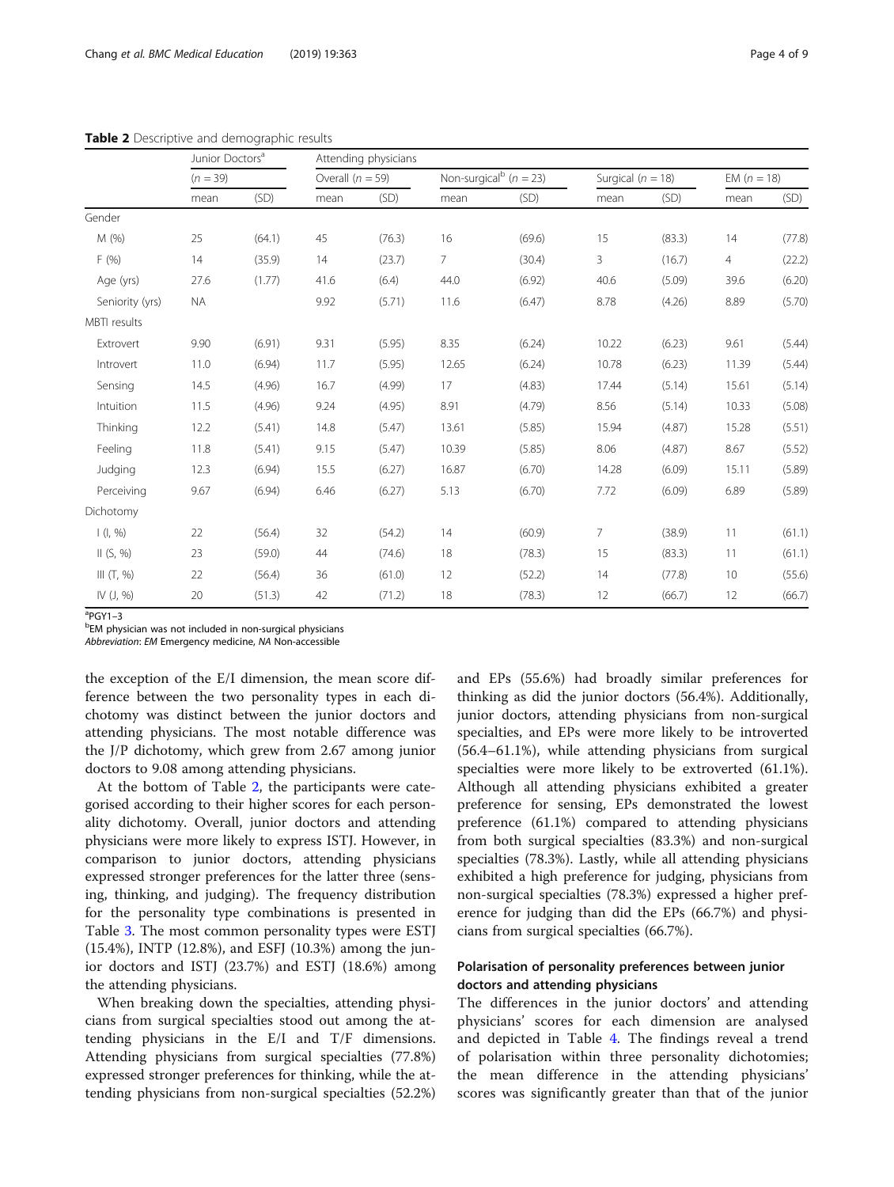**Table 2** Descriptive and demographic results

| | Junior Doctors[a] | | Attending physicians | | | | | | | |
|---|---|---|---|---|---|---|---|---|---|---|
| | (n = 39) | | Overall (n = 59) | | Non-surgical[b] (n = 23) | | Surgical (n = 18) | | EM (n = 18) | |
| | mean | (SD) | mean | (SD) | mean | (SD) | mean | (SD) | mean | (SD) |
| Gender | | | | | | | | | | |
| M (%) | 25 | (64.1) | 45 | (76.3) | 16 | (69.6) | 15 | (83.3) | 14 | (77.8) |
| F (%) | 14 | (35.9) | 14 | (23.7) | 7 | (30.4) | 3 | (16.7) | 4 | (22.2) |
| Age (yrs) | 27.6 | (1.77) | 41.6 | (6.4) | 44.0 | (6.92) | 40.6 | (5.09) | 39.6 | (6.20) |
| Seniority (yrs) | NA | | 9.92 | (5.71) | 11.6 | (6.47) | 8.78 | (4.26) | 8.89 | (5.70) |
| MBTI results | | | | | | | | | | |
| Extrovert | 9.90 | (6.91) | 9.31 | (5.95) | 8.35 | (6.24) | 10.22 | (6.23) | 9.61 | (5.44) |
| Introvert | 11.0 | (6.94) | 11.7 | (5.95) | 12.65 | (6.24) | 10.78 | (6.23) | 11.39 | (5.44) |
| Sensing | 14.5 | (4.96) | 16.7 | (4.99) | 17 | (4.83) | 17.44 | (5.14) | 15.61 | (5.14) |
| Intuition | 11.5 | (4.96) | 9.24 | (4.95) | 8.91 | (4.79) | 8.56 | (5.14) | 10.33 | (5.08) |
| Thinking | 12.2 | (5.41) | 14.8 | (5.47) | 13.61 | (5.85) | 15.94 | (4.87) | 15.28 | (5.51) |
| Feeling | 11.8 | (5.41) | 9.15 | (5.47) | 10.39 | (5.85) | 8.06 | (4.87) | 8.67 | (5.52) |
| Judging | 12.3 | (6.94) | 15.5 | (6.27) | 16.87 | (6.70) | 14.28 | (6.09) | 15.11 | (5.89) |
| Perceiving | 9.67 | (6.94) | 6.46 | (6.27) | 5.13 | (6.70) | 7.72 | (6.09) | 6.89 | (5.89) |
| Dichotomy | | | | | | | | | | |
| I (I, %) | 22 | (56.4) | 32 | (54.2) | 14 | (60.9) | 7 | (38.9) | 11 | (61.1) |
| II (S, %) | 23 | (59.0) | 44 | (74.6) | 18 | (78.3) | 15 | (83.3) | 11 | (61.1) |
| III (T, %) | 22 | (56.4) | 36 | (61.0) | 12 | (52.2) | 14 | (77.8) | 10 | (55.6) |
| IV (J, %) | 20 | (51.3) | 42 | (71.2) | 18 | (78.3) | 12 | (66.7) | 12 | (66.7) |

[a]PGY1–3
[b]EM physician was not included in non-surgical physicians
*Abbreviation*: *EM* Emergency medicine, *NA* Non-accessible

the exception of the E/I dimension, the mean score difference between the two personality types in each dichotomy was distinct between the junior doctors and attending physicians. The most notable difference was the J/P dichotomy, which grew from 2.67 among junior doctors to 9.08 among attending physicians.

At the bottom of Table 2, the participants were categorised according to their higher scores for each personality dichotomy. Overall, junior doctors and attending physicians were more likely to express ISTJ. However, in comparison to junior doctors, attending physicians expressed stronger preferences for the latter three (sensing, thinking, and judging). The frequency distribution for the personality type combinations is presented in Table 3. The most common personality types were ESTJ (15.4%), INTP (12.8%), and ESFJ (10.3%) among the junior doctors and ISTJ (23.7%) and ESTJ (18.6%) among the attending physicians.

When breaking down the specialties, attending physicians from surgical specialties stood out among the attending physicians in the E/I and T/F dimensions. Attending physicians from surgical specialties (77.8%) expressed stronger preferences for thinking, while the attending physicians from non-surgical specialties (52.2%) and EPs (55.6%) had broadly similar preferences for thinking as did the junior doctors (56.4%). Additionally, junior doctors, attending physicians from non-surgical specialties, and EPs were more likely to be introverted (56.4–61.1%), while attending physicians from surgical specialties were more likely to be extroverted (61.1%). Although all attending physicians exhibited a greater preference for sensing, EPs demonstrated the lowest preference (61.1%) compared to attending physicians from both surgical specialties (83.3%) and non-surgical specialties (78.3%). Lastly, while all attending physicians exhibited a high preference for judging, physicians from non-surgical specialties (78.3%) expressed a higher preference for judging than did the EPs (66.7%) and physicians from surgical specialties (66.7%).

## Polarisation of personality preferences between junior doctors and attending physicians

The differences in the junior doctors' and attending physicians' scores for each dimension are analysed and depicted in Table 4. The findings reveal a trend of polarisation within three personality dichotomies; the mean difference in the attending physicians' scores was significantly greater than that of the junior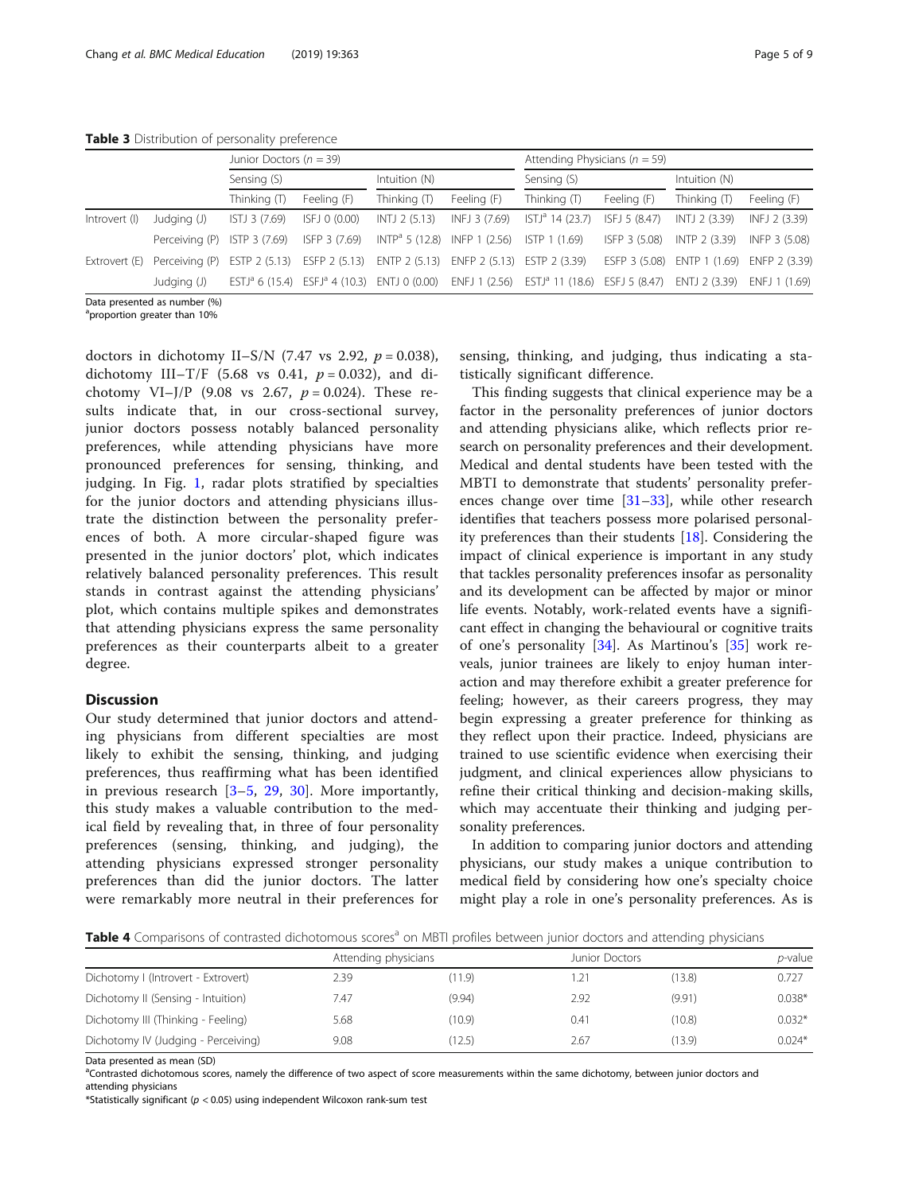**Table 3** Distribution of personality preference

| | | Junior Doctors ($n$ = 39) | | | | Attending Physicians ($n$ = 59) | | | |
|---|---|---|---|---|---|---|---|---|---|
| | | Sensing (S) | | Intuition (N) | | Sensing (S) | | Intuition (N) | |
| | | Thinking (T) | Feeling (F) | Thinking (T) | Feeling (F) | Thinking (T) | Feeling (F) | Thinking (T) | Feeling (F) |
| Introvert (I) | Judging (J) | ISTJ 3 (7.69) | ISFJ 0 (0.00) | INTJ 2 (5.13) | INFJ 3 (7.69) | ISTJ[a] 14 (23.7) | ISFJ 5 (8.47) | INTJ 2 (3.39) | INFJ 2 (3.39) |
| | Perceiving (P) | ISTP 3 (7.69) | ISFP 3 (7.69) | INTP[a] 5 (12.8) | INFP 1 (2.56) | ISTP 1 (1.69) | ISFP 3 (5.08) | INTP 2 (3.39) | INFP 3 (5.08) |
| Extrovert (E) | Perceiving (P) | ESTP 2 (5.13) | ESFP 2 (5.13) | ENTP 2 (5.13) | ENFP 2 (5.13) | ESTP 2 (3.39) | ESFP 3 (5.08) | ENTP 1 (1.69) | ENFP 2 (3.39) |
| | Judging (J) | ESTJ[a] 6 (15.4) | ESFJ[a] 4 (10.3) | ENTJ 0 (0.00) | ENFJ 1 (2.56) | ESTJ[a] 11 (18.6) | ESFJ 5 (8.47) | ENTJ 2 (3.39) | ENFJ 1 (1.69) |

Data presented as number (%)
[a]proportion greater than 10%

doctors in dichotomy II–S/N (7.47 vs 2.92, $p = 0.038$), dichotomy III–T/F (5.68 vs 0.41, $p = 0.032$), and dichotomy VI–J/P (9.08 vs 2.67, $p = 0.024$). These results indicate that, in our cross-sectional survey, junior doctors possess notably balanced personality preferences, while attending physicians have more pronounced preferences for sensing, thinking, and judging. In Fig. 1, radar plots stratified by specialties for the junior doctors and attending physicians illustrate the distinction between the personality preferences of both. A more circular-shaped figure was presented in the junior doctors' plot, which indicates relatively balanced personality preferences. This result stands in contrast against the attending physicians' plot, which contains multiple spikes and demonstrates that attending physicians express the same personality preferences as their counterparts albeit to a greater degree.

## Discussion

Our study determined that junior doctors and attending physicians from different specialties are most likely to exhibit the sensing, thinking, and judging preferences, thus reaffirming what has been identified in previous research [3–5, 29, 30]. More importantly, this study makes a valuable contribution to the medical field by revealing that, in three of four personality preferences (sensing, thinking, and judging), the attending physicians expressed stronger personality preferences than did the junior doctors. The latter were remarkably more neutral in their preferences for sensing, thinking, and judging, thus indicating a statistically significant difference.

This finding suggests that clinical experience may be a factor in the personality preferences of junior doctors and attending physicians alike, which reflects prior research on personality preferences and their development. Medical and dental students have been tested with the MBTI to demonstrate that students' personality preferences change over time [31–33], while other research identifies that teachers possess more polarised personality preferences than their students [18]. Considering the impact of clinical experience is important in any study that tackles personality preferences insofar as personality and its development can be affected by major or minor life events. Notably, work-related events have a significant effect in changing the behavioural or cognitive traits of one's personality [34]. As Martinou's [35] work reveals, junior trainees are likely to enjoy human interaction and may therefore exhibit a greater preference for feeling; however, as their careers progress, they may begin expressing a greater preference for thinking as they reflect upon their practice. Indeed, physicians are trained to use scientific evidence when exercising their judgment, and clinical experiences allow physicians to refine their critical thinking and decision-making skills, which may accentuate their thinking and judging personality preferences.

In addition to comparing junior doctors and attending physicians, our study makes a unique contribution to medical field by considering how one's specialty choice might play a role in one's personality preferences. As is

**Table 4** Comparisons of contrasted dichotomous scores[a] on MBTI profiles between junior doctors and attending physicians

| | Attending physicians | | Junior Doctors | | $p$-value |
|---|---|---|---|---|---|
| Dichotomy I (Introvert - Extrovert) | 2.39 | (11.9) | 1.21 | (13.8) | 0.727 |
| Dichotomy II (Sensing - Intuition) | 7.47 | (9.94) | 2.92 | (9.91) | 0.038* |
| Dichotomy III (Thinking - Feeling) | 5.68 | (10.9) | 0.41 | (10.8) | 0.032* |
| Dichotomy IV (Judging - Perceiving) | 9.08 | (12.5) | 2.67 | (13.9) | 0.024* |

Data presented as mean (SD)
[a]Contrasted dichotomous scores, namely the difference of two aspect of score measurements within the same dichotomy, between junior doctors and attending physicians
*Statistically significant ($p < 0.05$) using independent Wilcoxon rank-sum test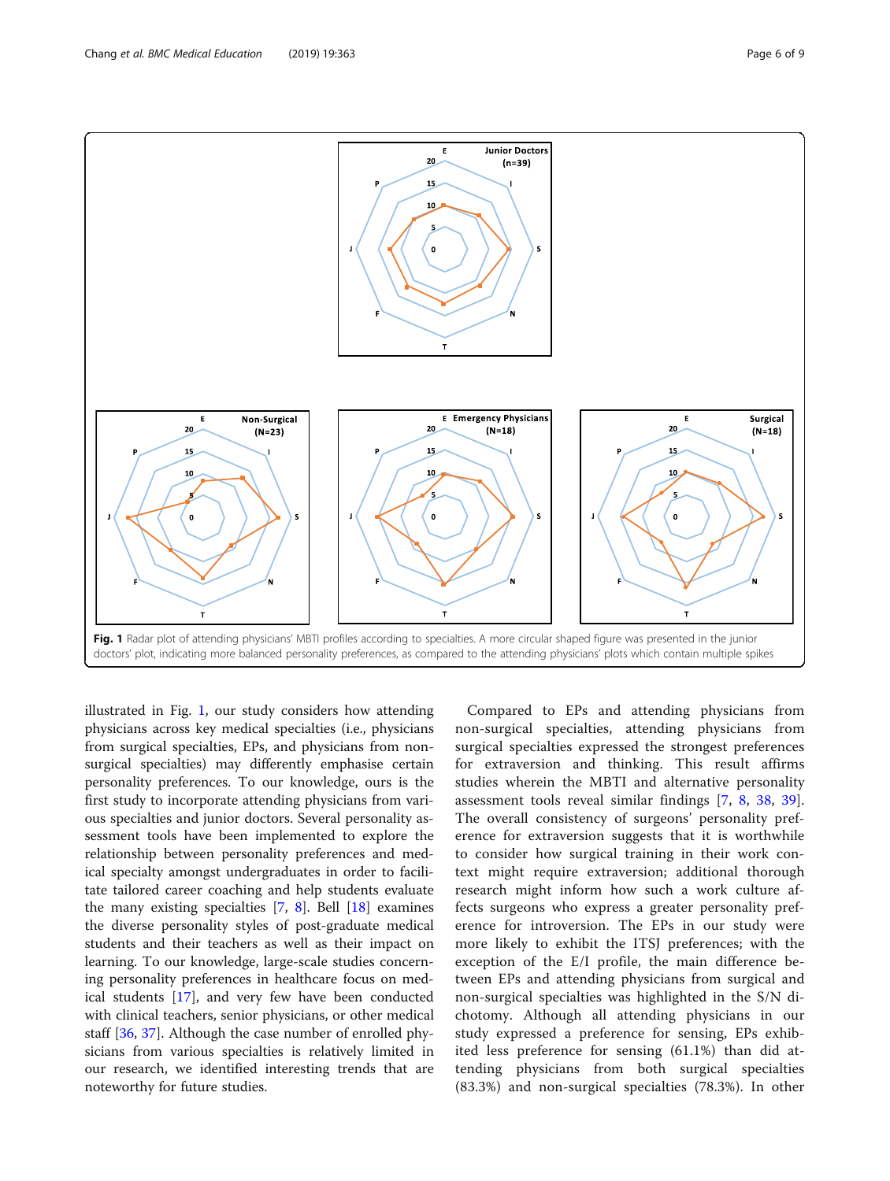Fig. 1 Radar plot of attending physicians' MBTI profiles according to specialties. A more circular shaped figure was presented in the junior doctors' plot, indicating more balanced personality preferences, as compared to the attending physicians' plots which contain multiple spikes

illustrated in Fig. 1, our study considers how attending physicians across key medical specialties (i.e., physicians from surgical specialties, EPs, and physicians from non-surgical specialties) may differently emphasise certain personality preferences. To our knowledge, ours is the first study to incorporate attending physicians from various specialties and junior doctors. Several personality assessment tools have been implemented to explore the relationship between personality preferences and medical specialty amongst undergraduates in order to facilitate tailored career coaching and help students evaluate the many existing specialties [7, 8]. Bell [18] examines the diverse personality styles of post-graduate medical students and their teachers as well as their impact on learning. To our knowledge, large-scale studies concerning personality preferences in healthcare focus on medical students [17], and very few have been conducted with clinical teachers, senior physicians, or other medical staff [36, 37]. Although the case number of enrolled physicians from various specialties is relatively limited in our research, we identified interesting trends that are noteworthy for future studies.

Compared to EPs and attending physicians from non-surgical specialties, attending physicians from surgical specialties expressed the strongest preferences for extraversion and thinking. This result affirms studies wherein the MBTI and alternative personality assessment tools reveal similar findings [7, 8, 38, 39]. The overall consistency of surgeons' personality preference for extraversion suggests that it is worthwhile to consider how surgical training in their work context might require extraversion; additional thorough research might inform how such a work culture affects surgeons who express a greater personality preference for introversion. The EPs in our study were more likely to exhibit the ITSJ preferences; with the exception of the E/I profile, the main difference between EPs and attending physicians from surgical and non-surgical specialties was highlighted in the S/N dichotomy. Although all attending physicians in our study expressed a preference for sensing, EPs exhibited less preference for sensing (61.1%) than did attending physicians from both surgical specialties (83.3%) and non-surgical specialties (78.3%). In other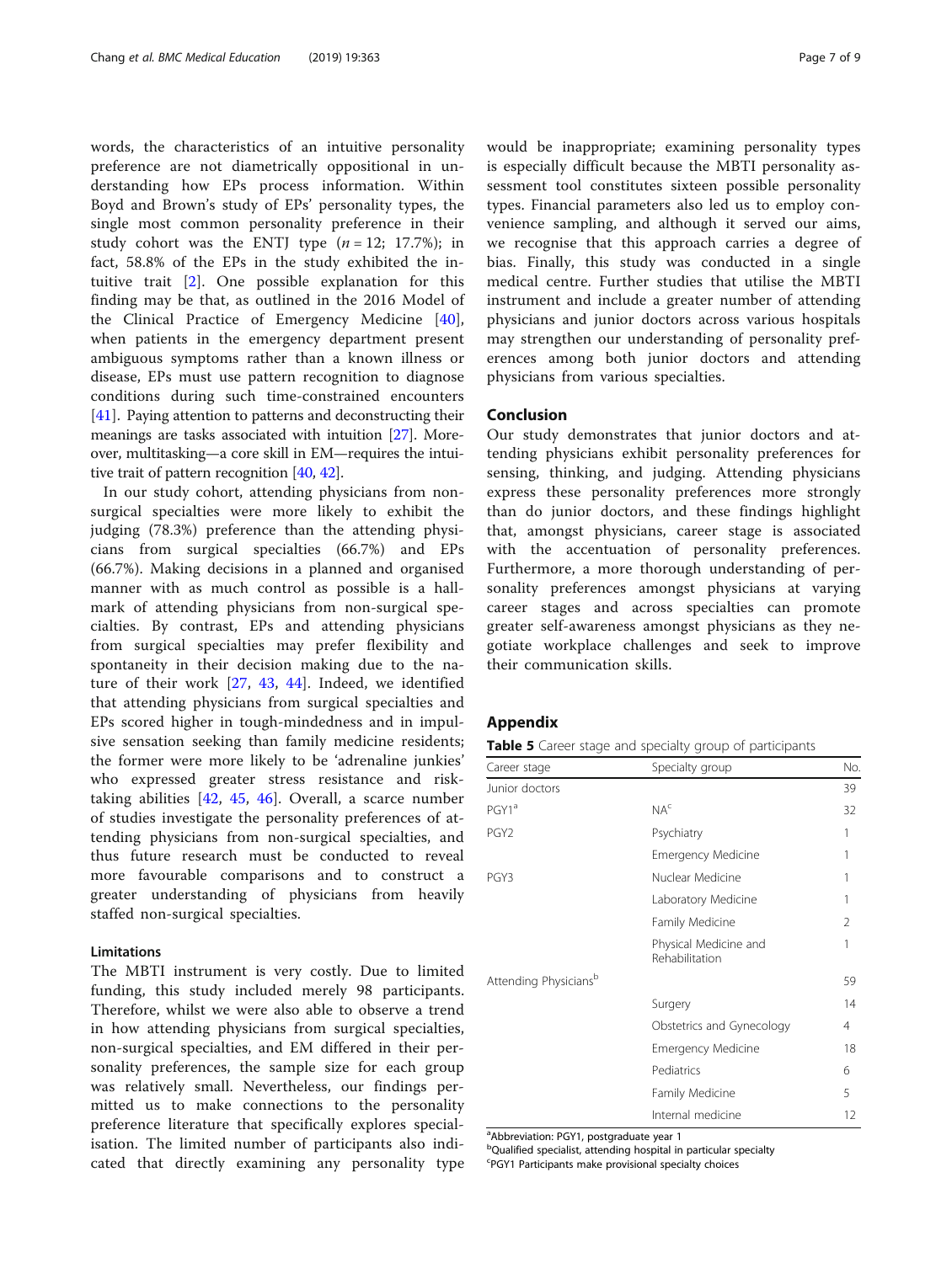words, the characteristics of an intuitive personality preference are not diametrically oppositional in understanding how EPs process information. Within Boyd and Brown's study of EPs' personality types, the single most common personality preference in their study cohort was the ENTJ type ($n = 12$; 17.7%); in fact, 58.8% of the EPs in the study exhibited the intuitive trait [2]. One possible explanation for this finding may be that, as outlined in the 2016 Model of the Clinical Practice of Emergency Medicine [40], when patients in the emergency department present ambiguous symptoms rather than a known illness or disease, EPs must use pattern recognition to diagnose conditions during such time-constrained encounters [41]. Paying attention to patterns and deconstructing their meanings are tasks associated with intuition [27]. Moreover, multitasking—a core skill in EM—requires the intuitive trait of pattern recognition [40, 42].

In our study cohort, attending physicians from non-surgical specialties were more likely to exhibit the judging (78.3%) preference than the attending physicians from surgical specialties (66.7%) and EPs (66.7%). Making decisions in a planned and organised manner with as much control as possible is a hallmark of attending physicians from non-surgical specialties. By contrast, EPs and attending physicians from surgical specialties may prefer flexibility and spontaneity in their decision making due to the nature of their work [27, 43, 44]. Indeed, we identified that attending physicians from surgical specialties and EPs scored higher in tough-mindedness and in impulsive sensation seeking than family medicine residents; the former were more likely to be 'adrenaline junkies' who expressed greater stress resistance and risk-taking abilities [42, 45, 46]. Overall, a scarce number of studies investigate the personality preferences of attending physicians from non-surgical specialties, and thus future research must be conducted to reveal more favourable comparisons and to construct a greater understanding of physicians from heavily staffed non-surgical specialties.

### Limitations

The MBTI instrument is very costly. Due to limited funding, this study included merely 98 participants. Therefore, whilst we were also able to observe a trend in how attending physicians from surgical specialties, non-surgical specialties, and EM differed in their personality preferences, the sample size for each group was relatively small. Nevertheless, our findings permitted us to make connections to the personality preference literature that specifically explores specialisation. The limited number of participants also indicated that directly examining any personality type would be inappropriate; examining personality types is especially difficult because the MBTI personality assessment tool constitutes sixteen possible personality types. Financial parameters also led us to employ convenience sampling, and although it served our aims, we recognise that this approach carries a degree of bias. Finally, this study was conducted in a single medical centre. Further studies that utilise the MBTI instrument and include a greater number of attending physicians and junior doctors across various hospitals may strengthen our understanding of personality preferences among both junior doctors and attending physicians from various specialties.

## Conclusion

Our study demonstrates that junior doctors and attending physicians exhibit personality preferences for sensing, thinking, and judging. Attending physicians express these personality preferences more strongly than do junior doctors, and these findings highlight that, amongst physicians, career stage is associated with the accentuation of personality preferences. Furthermore, a more thorough understanding of personality preferences amongst physicians at varying career stages and across specialties can promote greater self-awareness amongst physicians as they negotiate workplace challenges and seek to improve their communication skills.

## Appendix

**Table 5** Career stage and specialty group of participants

| Career stage | Specialty group | No. |
|---|---|---|
| Junior doctors | | 39 |
| PGY1[a] | NA[c] | 32 |
| PGY2 | Psychiatry | 1 |
| | Emergency Medicine | 1 |
| PGY3 | Nuclear Medicine | 1 |
| | Laboratory Medicine | 1 |
| | Family Medicine | 2 |
| | Physical Medicine and Rehabilitation | 1 |
| Attending Physicians[b] | | 59 |
| | Surgery | 14 |
| | Obstetrics and Gynecology | 4 |
| | Emergency Medicine | 18 |
| | Pediatrics | 6 |
| | Family Medicine | 5 |
| | Internal medicine | 12 |

[a]Abbreviation: PGY1, postgraduate year 1

[b]Qualified specialist, attending hospital in particular specialty

[c]PGY1 Participants make provisional specialty choices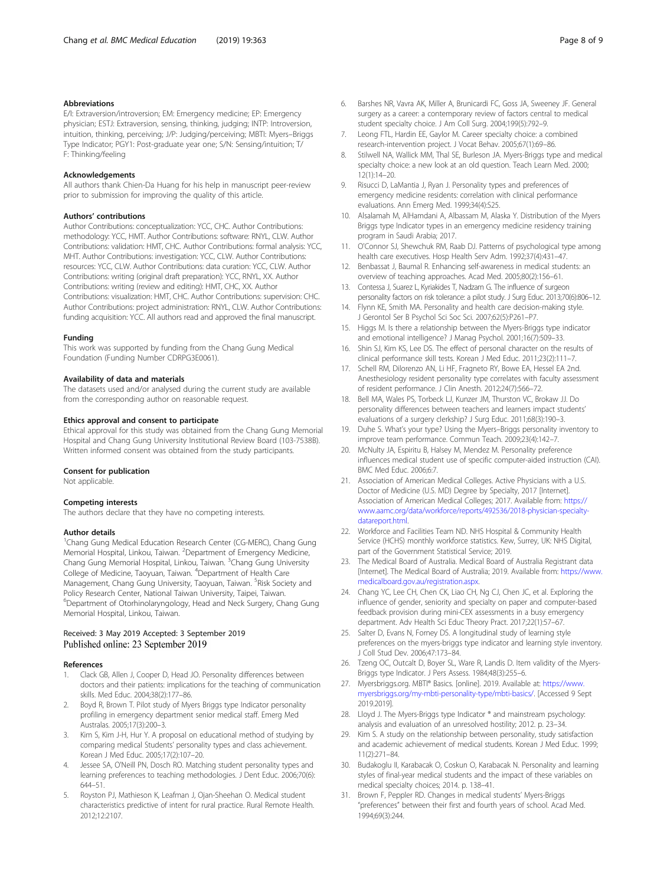### Abbreviations

E/I: Extraversion/introversion; EM: Emergency medicine; EP: Emergency physician; ESTJ: Extraversion, sensing, thinking, judging; INTP: Introversion, intuition, thinking, perceiving; J/P: Judging/perceiving; MBTI: Myers–Briggs Type Indicator; PGY1: Post-graduate year one; S/N: Sensing/intuition; T/F: Thinking/feeling

### Acknowledgements

All authors thank Chien-Da Huang for his help in manuscript peer-review prior to submission for improving the quality of this article.

### Authors' contributions

Author Contributions: conceptualization: YCC, CHC. Author Contributions: methodology: YCC, HMT. Author Contributions: software: RNYL, CLW. Author Contributions: validation: HMT, CHC. Author Contributions: formal analysis: YCC, MHT. Author Contributions: investigation: YCC, CLW. Author Contributions: resources: YCC, CLW. Author Contributions: data curation: YCC, CLW. Author Contributions: writing (original draft preparation): YCC, RNYL, XX. Author Contributions: writing (review and editing): HMT, CHC, XX. Author Contributions: visualization: HMT, CHC. Author Contributions: supervision: CHC. Author Contributions: project administration: RNYL, CLW. Author Contributions: funding acquisition: YCC. All authors read and approved the final manuscript.

### Funding

This work was supported by funding from the Chang Gung Medical Foundation (Funding Number CDRPG3E0061).

### Availability of data and materials

The datasets used and/or analysed during the current study are available from the corresponding author on reasonable request.

### Ethics approval and consent to participate

Ethical approval for this study was obtained from the Chang Gung Memorial Hospital and Chang Gung University Institutional Review Board (103-7538B). Written informed consent was obtained from the study participants.

### Consent for publication

Not applicable.

### Competing interests

The authors declare that they have no competing interests.

### Author details

[1]Chang Gung Medical Education Research Center (CG-MERC), Chang Gung Memorial Hospital, Linkou, Taiwan. [2]Department of Emergency Medicine, Chang Gung Memorial Hospital, Linkou, Taiwan. [3]Chang Gung University College of Medicine, Taoyuan, Taiwan. [4]Department of Health Care Management, Chang Gung University, Taoyuan, Taiwan. [5]Risk Society and Policy Research Center, National Taiwan University, Taipei, Taiwan. [6]Department of Otorhinolaryngology, Head and Neck Surgery, Chang Gung Memorial Hospital, Linkou, Taiwan.

Received: 3 May 2019 Accepted: 3 September 2019
Published online: 23 September 2019

### References

1. Clack GB, Allen J, Cooper D, Head JO. Personality differences between doctors and their patients: implications for the teaching of communication skills. Med Educ. 2004;38(2):177–86.
2. Boyd R, Brown T. Pilot study of Myers Briggs type Indicator personality profiling in emergency department senior medical staff. Emerg Med Australas. 2005;17(3):200–3.
3. Kim S, Kim J-H, Hur Y. A proposal on educational method of studying by comparing medical Students' personality types and class achievement. Korean J Med Educ. 2005;17(2):107–20.
4. Jessee SA, O'Neill PN, Dosch RO. Matching student personality types and learning preferences to teaching methodologies. J Dent Educ. 2006;70(6):644–51.
5. Royston PJ, Mathieson K, Leafman J, Ojan-Sheehan O. Medical student characteristics predictive of intent for rural practice. Rural Remote Health. 2012;12:2107.
6. Barshes NR, Vavra AK, Miller A, Brunicardi FC, Goss JA, Sweeney JF. General surgery as a career: a contemporary review of factors central to medical student specialty choice. J Am Coll Surg. 2004;199(5):792–9.
7. Leong FTL, Hardin EE, Gaylor M. Career specialty choice: a combined research-intervention project. J Vocat Behav. 2005;67(1):69–86.
8. Stilwell NA, Wallick MM, Thal SE, Burleson JA. Myers-Briggs type and medical specialty choice: a new look at an old question. Teach Learn Med. 2000;12(1):14–20.
9. Risucci D, LaMantia J, Ryan J. Personality types and preferences of emergency medicine residents: correlation with clinical performance evaluations. Ann Emerg Med. 1999;34(4):S25.
10. Alsalamah M, AlHamdani A, Albassam M, Alaska Y. Distribution of the Myers Briggs type Indicator types in an emergency medicine residency training program in Saudi Arabia; 2017.
11. O'Connor SJ, Shewchuk RM, Raab DJ. Patterns of psychological type among health care executives. Hosp Health Serv Adm. 1992;37(4):431–47.
12. Benbassat J, Baumal R. Enhancing self-awareness in medical students: an overview of teaching approaches. Acad Med. 2005;80(2):156–61.
13. Contessa J, Suarez L, Kyriakides T, Nadzam G. The influence of surgeon personality factors on risk tolerance: a pilot study. J Surg Educ. 2013;70(6):806–12.
14. Flynn KE, Smith MA. Personality and health care decision-making style. J Gerontol Ser B Psychol Sci Soc Sci. 2007;62(5):P261–P7.
15. Higgs M. Is there a relationship between the Myers-Briggs type indicator and emotional intelligence? J Manag Psychol. 2001;16(7):509–33.
16. Shin SJ, Kim KS, Lee DS. The effect of personal character on the results of clinical performance skill tests. Korean J Med Educ. 2011;23(2):111–7.
17. Schell RM, Dilorenzo AN, Li HF, Fragneto RY, Bowe EA, Hessel EA 2nd. Anesthesiology resident personality type correlates with faculty assessment of resident performance. J Clin Anesth. 2012;24(7):566–72.
18. Bell MA, Wales PS, Torbeck LJ, Kunzer JM, Thurston VC, Brokaw JJ. Do personality differences between teachers and learners impact students' evaluations of a surgery clerkship? J Surg Educ. 2011;68(3):190–3.
19. Duhe S. What's your type? Using the Myers–Briggs personality inventory to improve team performance. Commun Teach. 2009;23(4):142–7.
20. McNulty JA, Espiritu B, Halsey M, Mendez M. Personality preference influences medical student use of specific computer-aided instruction (CAI). BMC Med Educ. 2006;6:7.
21. Association of American Medical Colleges. Active Physicians with a U.S. Doctor of Medicine (U.S. MD) Degree by Specialty, 2017 [Internet]. Association of American Medical Colleges; 2017. Available from: https://www.aamc.org/data/workforce/reports/492536/2018-physician-specialty-datareport.html.
22. Workforce and Facilities Team ND. NHS Hospital & Community Health Service (HCHS) monthly workforce statistics. Kew, Surrey, UK: NHS Digital, part of the Government Statistical Service; 2019.
23. The Medical Board of Australia. Medical Board of Australia Registrant data [Internet]. The Medical Board of Australia; 2019. Available from: https://www.medicalboard.gov.au/registration.aspx.
24. Chang YC, Lee CH, Chen CK, Liao CH, Ng CJ, Chen JC, et al. Exploring the influence of gender, seniority and specialty on paper and computer-based feedback provision during mini-CEX assessments in a busy emergency department. Adv Health Sci Educ Theory Pract. 2017;22(1):57–67.
25. Salter D, Evans N, Forney DS. A longitudinal study of learning style preferences on the myers-briggs type indicator and learning style inventory. J Coll Stud Dev. 2006;47:173–84.
26. Tzeng OC, Outcalt D, Boyer SL, Ware R, Landis D. Item validity of the Myers-Briggs type Indicator. J Pers Assess. 1984;48(3):255–6.
27. Myersbriggs.org. MBTI® Basics. [online]. 2019. Available at: https://www.myersbriggs.org/my-mbti-personality-type/mbti-basics/. [Accessed 9 Sept 2019.2019].
28. Lloyd J. The Myers-Briggs type Indicator ® and mainstream psychology: analysis and evaluation of an unresolved hostility; 2012. p. 23–34.
29. Kim S. A study on the relationship between personality, study satisfaction and academic achievement of medical students. Korean J Med Educ. 1999;11(2):271–84.
30. Budakoglu II, Karabacak O, Coskun O, Karabacak N. Personality and learning styles of final-year medical students and the impact of these variables on medical specialty choices; 2014. p. 138–41.
31. Brown F, Peppler RD. Changes in medical students' Myers-Briggs "preferences" between their first and fourth years of school. Acad Med. 1994;69(3):244.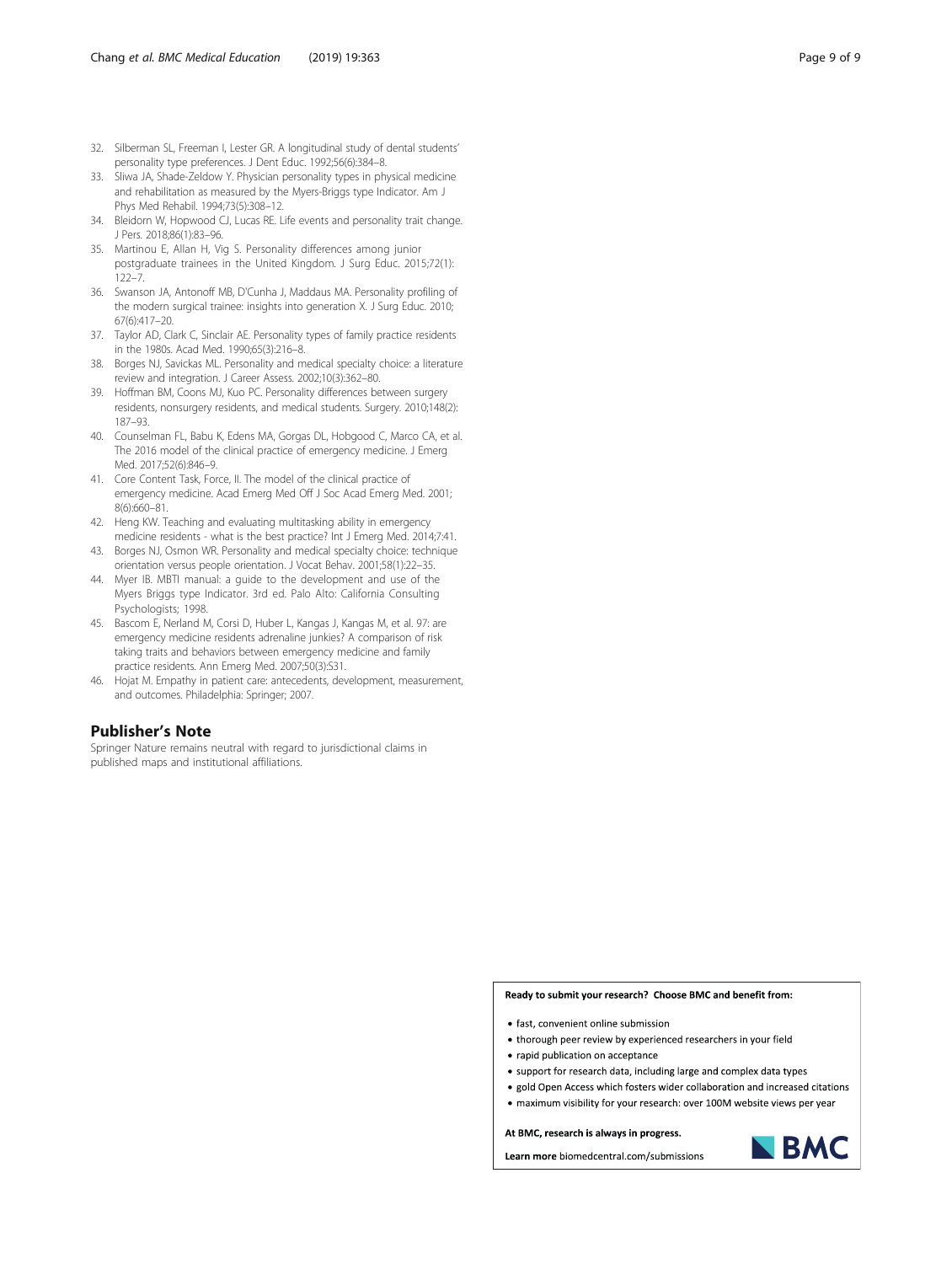32. Silberman SL, Freeman I, Lester GR. A longitudinal study of dental students' personality type preferences. J Dent Educ. 1992;56(6):384–8.
33. Sliwa JA, Shade-Zeldow Y. Physician personality types in physical medicine and rehabilitation as measured by the Myers-Briggs type Indicator. Am J Phys Med Rehabil. 1994;73(5):308–12.
34. Bleidorn W, Hopwood CJ, Lucas RE. Life events and personality trait change. J Pers. 2018;86(1):83–96.
35. Martinou E, Allan H, Vig S. Personality differences among junior postgraduate trainees in the United Kingdom. J Surg Educ. 2015;72(1):122–7.
36. Swanson JA, Antonoff MB, D'Cunha J, Maddaus MA. Personality profiling of the modern surgical trainee: insights into generation X. J Surg Educ. 2010;67(6):417–20.
37. Taylor AD, Clark C, Sinclair AE. Personality types of family practice residents in the 1980s. Acad Med. 1990;65(3):216–8.
38. Borges NJ, Savickas ML. Personality and medical specialty choice: a literature review and integration. J Career Assess. 2002;10(3):362–80.
39. Hoffman BM, Coons MJ, Kuo PC. Personality differences between surgery residents, nonsurgery residents, and medical students. Surgery. 2010;148(2):187–93.
40. Counselman FL, Babu K, Edens MA, Gorgas DL, Hobgood C, Marco CA, et al. The 2016 model of the clinical practice of emergency medicine. J Emerg Med. 2017;52(6):846–9.
41. Core Content Task, Force, II. The model of the clinical practice of emergency medicine. Acad Emerg Med Off J Soc Acad Emerg Med. 2001;8(6):660–81.
42. Heng KW. Teaching and evaluating multitasking ability in emergency medicine residents - what is the best practice? Int J Emerg Med. 2014;7:41.
43. Borges NJ, Osmon WR. Personality and medical specialty choice: technique orientation versus people orientation. J Vocat Behav. 2001;58(1):22–35.
44. Myer IB. MBTI manual: a guide to the development and use of the Myers Briggs type Indicator. 3rd ed. Palo Alto: California Consulting Psychologists; 1998.
45. Bascom E, Nerland M, Corsi D, Huber L, Kangas J, Kangas M, et al. 97: are emergency medicine residents adrenaline junkies? A comparison of risk taking traits and behaviors between emergency medicine and family practice residents. Ann Emerg Med. 2007;50(3):S31.
46. Hojat M. Empathy in patient care: antecedents, development, measurement, and outcomes. Philadelphia: Springer; 2007.

## Publisher's Note

Springer Nature remains neutral with regard to jurisdictional claims in published maps and institutional affiliations.

**Ready to submit your research? Choose BMC and benefit from:**

- fast, convenient online submission
- thorough peer review by experienced researchers in your field
- rapid publication on acceptance
- support for research data, including large and complex data types
- gold Open Access which fosters wider collaboration and increased citations
- maximum visibility for your research: over 100M website views per year

**At BMC, research is always in progress.**

**Learn more** biomedcentral.com/submissions

BMC